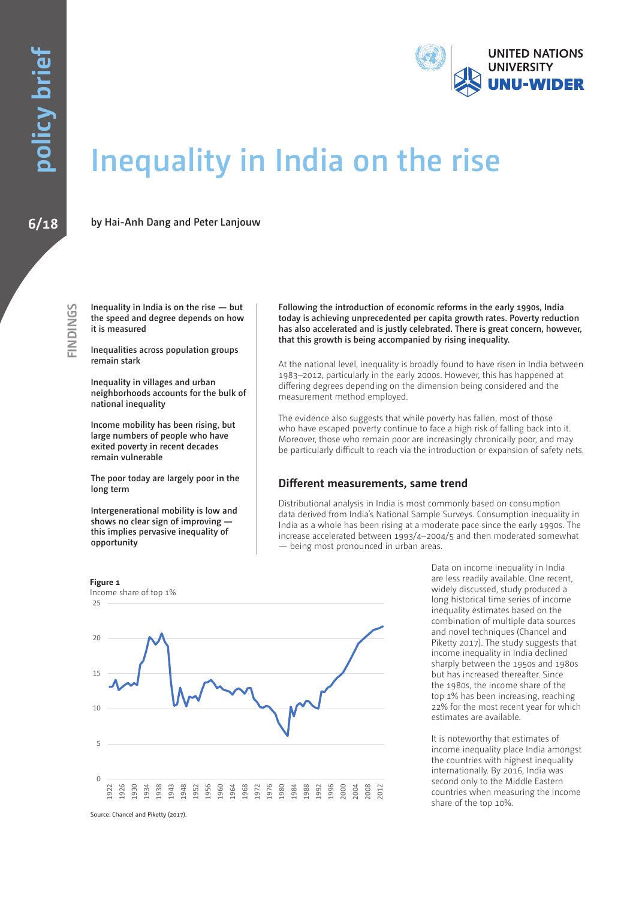# Inequality in India on the rise

**6/18**

by Hai-Anh Dang and Peter Lanjouw

## FINDINGS

**Inequality in India is on the rise — but the speed and degree depends on how it is measured**

**Inequalities across population groups remain stark**

**Inequality in villages and urban neighborhoods accounts for the bulk of national inequality**

**Income mobility has been rising, but large numbers of people who have exited poverty in recent decades remain vulnerable**

**The poor today are largely poor in the long term**

**Intergenerational mobility is low and shows no clear sign of improving — this implies pervasive inequality of opportunity**

**Following the introduction of economic reforms in the early 1990s, India today is achieving unprecedented per capita growth rates. Poverty reduction has also accelerated and is justly celebrated. There is great concern, however, that this growth is being accompanied by rising inequality.**

At the national level, inequality is broadly found to have risen in India between 1983–2012, particularly in the early 2000s. However, this has happened at differing degrees depending on the dimension being considered and the measurement method employed.

The evidence also suggests that while poverty has fallen, most of those who have escaped poverty continue to face a high risk of falling back into it. Moreover, those who remain poor are increasingly chronically poor, and may be particularly difficult to reach via the introduction or expansion of safety nets.

## Different measurements, same trend

Distributional analysis in India is most commonly based on consumption data derived from India's National Sample Surveys. Consumption inequality in India as a whole has been rising at a moderate pace since the early 1990s. The increase accelerated between 1993/4–2004/5 and then moderated somewhat — being most pronounced in urban areas.

Data on income inequality in India are less readily available. One recent, widely discussed, study produced a long historical time series of income inequality estimates based on the combination of multiple data sources and novel techniques (Chancel and Piketty 2017). The study suggests that income inequality in India declined sharply between the 1950s and 1980s but has increased thereafter. Since the 1980s, the income share of the top 1% has been increasing, reaching 22% for the most recent year for which estimates are available.

It is noteworthy that estimates of income inequality place India amongst the countries with highest inequality internationally. By 2016, India was second only to the Middle Eastern countries when measuring the income share of the top 10%.

**Figure 1**
Income share of top 1%

Source: Chancel and Piketty (2017).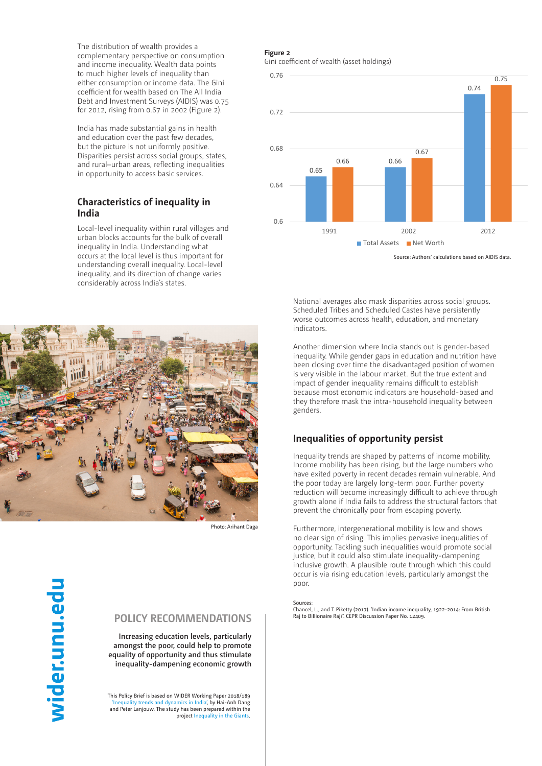The distribution of wealth provides a complementary perspective on consumption and income inequality. Wealth data points to much higher levels of inequality than either consumption or income data. The Gini coefficient for wealth based on The All India Debt and Investment Surveys (AIDIS) was 0.75 for 2012, rising from 0.67 in 2002 (Figure 2).

India has made substantial gains in health and education over the past few decades, but the picture is not uniformly positive. Disparities persist across social groups, states, and rural–urban areas, reflecting inequalities in opportunity to access basic services.

## Characteristics of inequality in India

Local-level inequality within rural villages and urban blocks accounts for the bulk of overall inequality in India. Understanding what occurs at the local level is thus important for understanding overall inequality. Local-level inequality, and its direction of change varies considerably across India's states.

**Figure 2**

Gini coefficient of wealth (asset holdings)

0.76
0.72
0.68
0.64
0.6

0.65
0.66
0.66
0.67
0.74
0.75

1991
2002
2012

Total Assets
Net Worth

Source: Authors' calculations based on AIDIS data.

Photo: Arihant Daga

National averages also mask disparities across social groups. Scheduled Tribes and Scheduled Castes have persistently worse outcomes across health, education, and monetary indicators.

Another dimension where India stands out is gender-based inequality. While gender gaps in education and nutrition have been closing over time the disadvantaged position of women is very visible in the labour market. But the true extent and impact of gender inequality remains difficult to establish because most economic indicators are household-based and they therefore mask the intra-household inequality between genders.

## Inequalities of opportunity persist

Inequality trends are shaped by patterns of income mobility. Income mobility has been rising, but the large numbers who have exited poverty in recent decades remain vulnerable. And the poor today are largely long-term poor. Further poverty reduction will become increasingly difficult to achieve through growth alone if India fails to address the structural factors that prevent the chronically poor from escaping poverty.

Furthermore, intergenerational mobility is low and shows no clear sign of rising. This implies pervasive inequalities of opportunity. Tackling such inequalities would promote social justice, but it could also stimulate inequality-dampening inclusive growth. A plausible route through which this could occur is via rising education levels, particularly amongst the poor.

Sources:
Chancel, L., and T. Piketty (2017). 'Indian income inequality, 1922–2014: From British Raj to Billionaire Raj?'. CEPR Discussion Paper No. 12409.

## POLICY RECOMMENDATIONS

**Increasing education levels, particularly amongst the poor, could help to promote equality of opportunity and thus stimulate inequality-dampening economic growth**

This Policy Brief is based on WIDER Working Paper 2018/189 'Inequality trends and dynamics in India', by Hai-Anh Dang and Peter Lanjouw. The study has been prepared within the project Inequality in the Giants.

wider.unu.edu